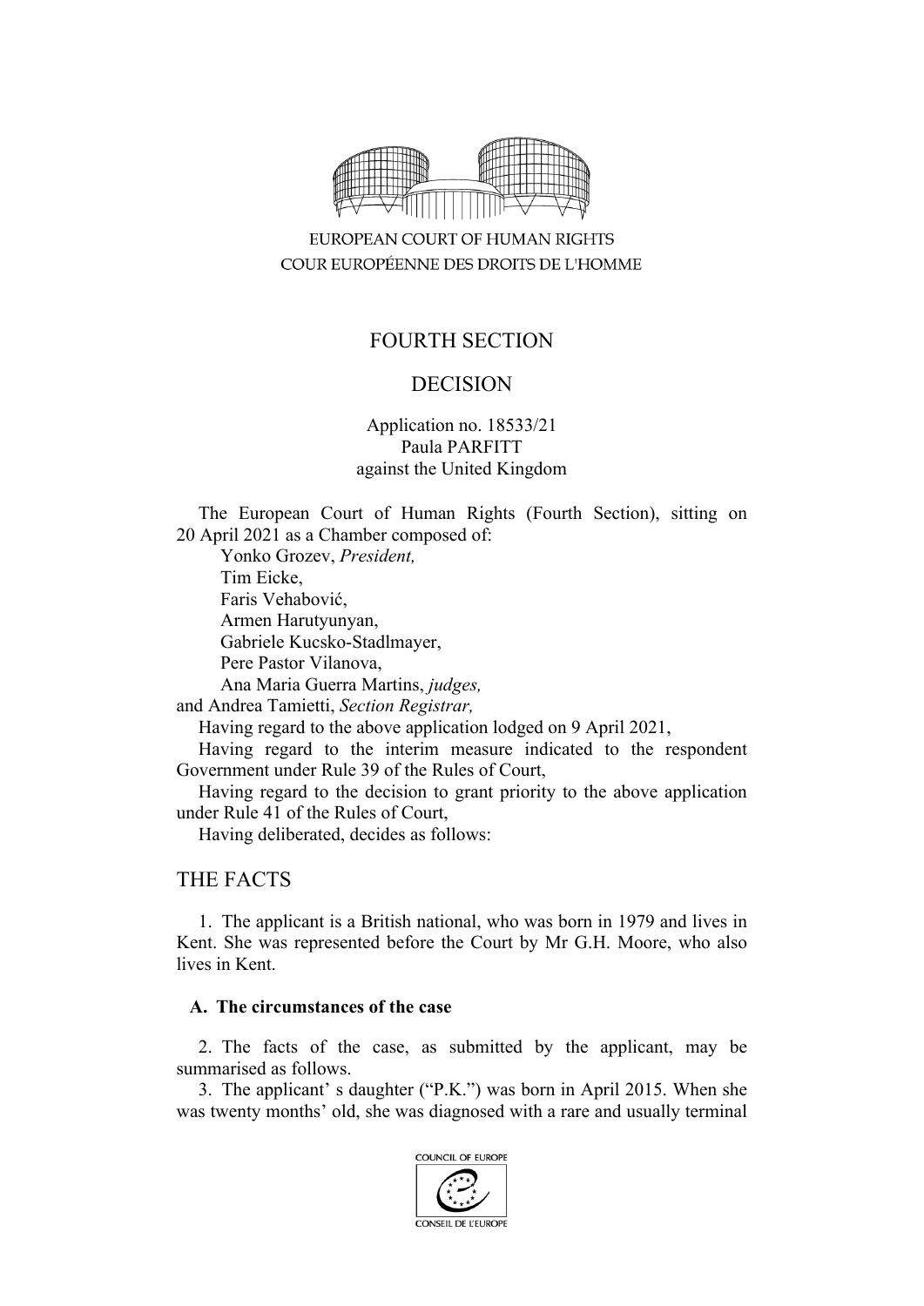EUROPEAN COURT OF HUMAN RIGHTS
COUR EUROPÉENNE DES DROITS DE L'HOMME

FOURTH SECTION

DECISION

Application no. 18533/21
Paula PARFITT
against the United Kingdom

The European Court of Human Rights (Fourth Section), sitting on 20 April 2021 as a Chamber composed of:

Yonko Grozev, *President,*
Tim Eicke,
Faris Vehabović,
Armen Harutyunyan,
Gabriele Kucsko-Stadlmayer,
Pere Pastor Vilanova,
Ana Maria Guerra Martins, *judges,*
and Andrea Tamietti, *Section Registrar,*

Having regard to the above application lodged on 9 April 2021,

Having regard to the interim measure indicated to the respondent Government under Rule 39 of the Rules of Court,

Having regard to the decision to grant priority to the above application under Rule 41 of the Rules of Court,

Having deliberated, decides as follows:

# THE FACTS

1. The applicant is a British national, who was born in 1979 and lives in Kent. She was represented before the Court by Mr G.H. Moore, who also lives in Kent.

## A. The circumstances of the case

2. The facts of the case, as submitted by the applicant, may be summarised as follows.

3. The applicant' s daughter ("P.K.") was born in April 2015. When she was twenty months' old, she was diagnosed with a rare and usually terminal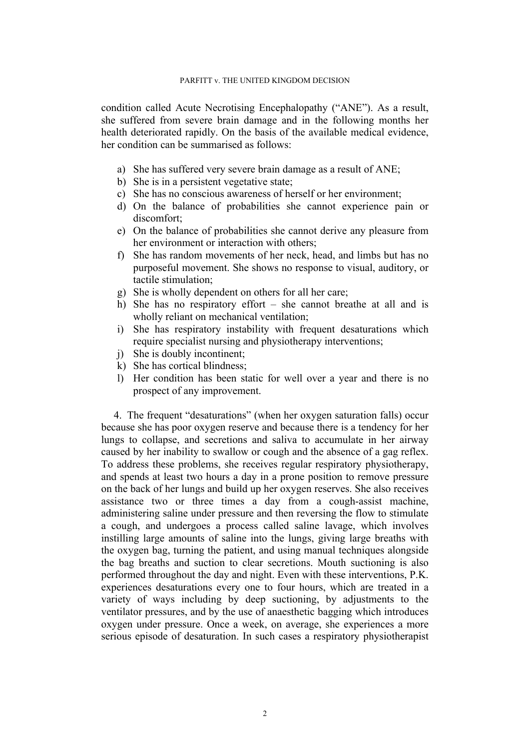condition called Acute Necrotising Encephalopathy ("ANE"). As a result, she suffered from severe brain damage and in the following months her health deteriorated rapidly. On the basis of the available medical evidence, her condition can be summarised as follows:

a) She has suffered very severe brain damage as a result of ANE;
b) She is in a persistent vegetative state;
c) She has no conscious awareness of herself or her environment;
d) On the balance of probabilities she cannot experience pain or discomfort;
e) On the balance of probabilities she cannot derive any pleasure from her environment or interaction with others;
f) She has random movements of her neck, head, and limbs but has no purposeful movement. She shows no response to visual, auditory, or tactile stimulation;
g) She is wholly dependent on others for all her care;
h) She has no respiratory effort – she cannot breathe at all and is wholly reliant on mechanical ventilation;
i) She has respiratory instability with frequent desaturations which require specialist nursing and physiotherapy interventions;
j) She is doubly incontinent;
k) She has cortical blindness;
l) Her condition has been static for well over a year and there is no prospect of any improvement.

4. The frequent "desaturations" (when her oxygen saturation falls) occur because she has poor oxygen reserve and because there is a tendency for her lungs to collapse, and secretions and saliva to accumulate in her airway caused by her inability to swallow or cough and the absence of a gag reflex. To address these problems, she receives regular respiratory physiotherapy, and spends at least two hours a day in a prone position to remove pressure on the back of her lungs and build up her oxygen reserves. She also receives assistance two or three times a day from a cough-assist machine, administering saline under pressure and then reversing the flow to stimulate a cough, and undergoes a process called saline lavage, which involves instilling large amounts of saline into the lungs, giving large breaths with the oxygen bag, turning the patient, and using manual techniques alongside the bag breaths and suction to clear secretions. Mouth suctioning is also performed throughout the day and night. Even with these interventions, P.K. experiences desaturations every one to four hours, which are treated in a variety of ways including by deep suctioning, by adjustments to the ventilator pressures, and by the use of anaesthetic bagging which introduces oxygen under pressure. Once a week, on average, she experiences a more serious episode of desaturation. In such cases a respiratory physiotherapist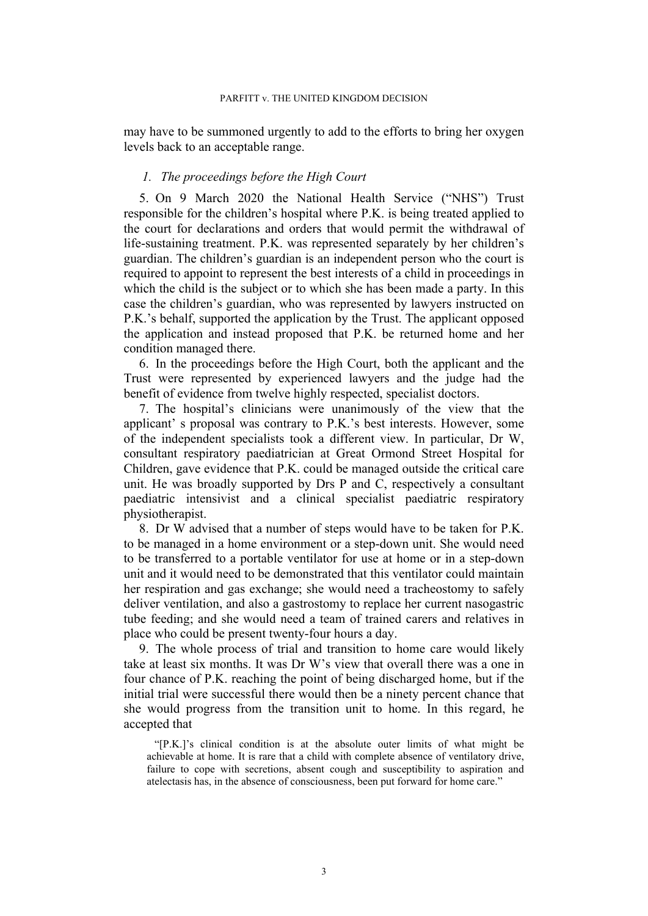may have to be summoned urgently to add to the efforts to bring her oxygen levels back to an acceptable range.

### *1. The proceedings before the High Court*

5. On 9 March 2020 the National Health Service ("NHS") Trust responsible for the children's hospital where P.K. is being treated applied to the court for declarations and orders that would permit the withdrawal of life-sustaining treatment. P.K. was represented separately by her children's guardian. The children's guardian is an independent person who the court is required to appoint to represent the best interests of a child in proceedings in which the child is the subject or to which she has been made a party. In this case the children's guardian, who was represented by lawyers instructed on P.K.'s behalf, supported the application by the Trust. The applicant opposed the application and instead proposed that P.K. be returned home and her condition managed there.

6. In the proceedings before the High Court, both the applicant and the Trust were represented by experienced lawyers and the judge had the benefit of evidence from twelve highly respected, specialist doctors.

7. The hospital's clinicians were unanimously of the view that the applicant' s proposal was contrary to P.K.'s best interests. However, some of the independent specialists took a different view. In particular, Dr W, consultant respiratory paediatrician at Great Ormond Street Hospital for Children, gave evidence that P.K. could be managed outside the critical care unit. He was broadly supported by Drs P and C, respectively a consultant paediatric intensivist and a clinical specialist paediatric respiratory physiotherapist.

8. Dr W advised that a number of steps would have to be taken for P.K. to be managed in a home environment or a step-down unit. She would need to be transferred to a portable ventilator for use at home or in a step-down unit and it would need to be demonstrated that this ventilator could maintain her respiration and gas exchange; she would need a tracheostomy to safely deliver ventilation, and also a gastrostomy to replace her current nasogastric tube feeding; and she would need a team of trained carers and relatives in place who could be present twenty-four hours a day.

9. The whole process of trial and transition to home care would likely take at least six months. It was Dr W's view that overall there was a one in four chance of P.K. reaching the point of being discharged home, but if the initial trial were successful there would then be a ninety percent chance that she would progress from the transition unit to home. In this regard, he accepted that

> "[P.K.]'s clinical condition is at the absolute outer limits of what might be achievable at home. It is rare that a child with complete absence of ventilatory drive, failure to cope with secretions, absent cough and susceptibility to aspiration and atelectasis has, in the absence of consciousness, been put forward for home care."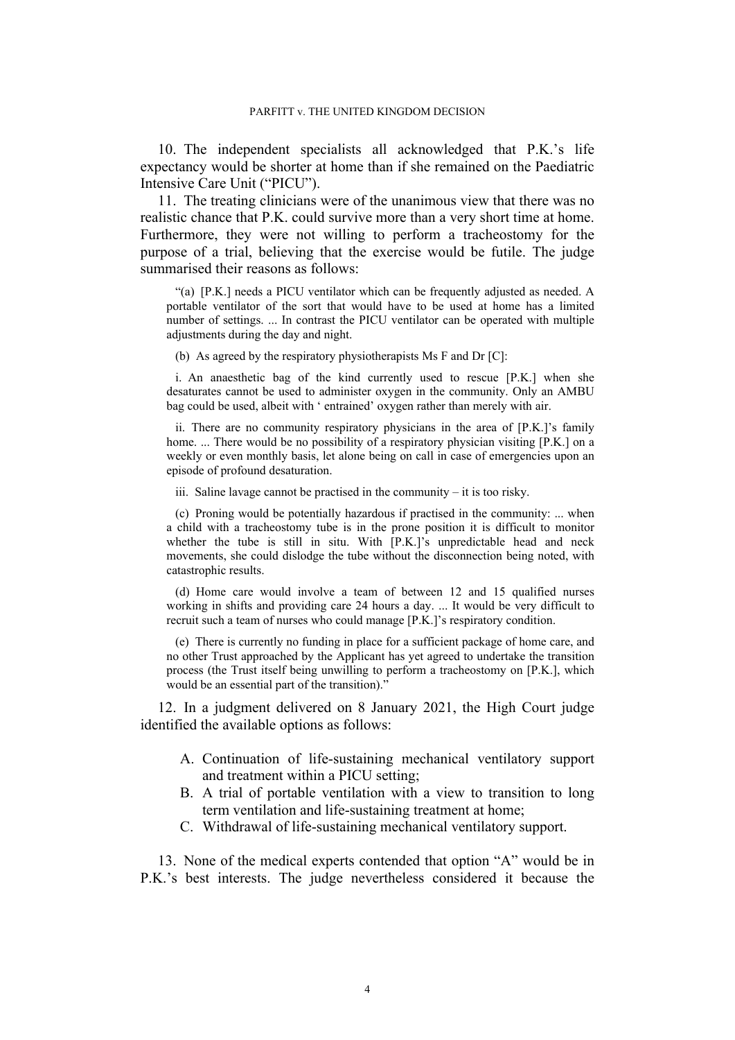10. The independent specialists all acknowledged that P.K.'s life expectancy would be shorter at home than if she remained on the Paediatric Intensive Care Unit ("PICU").

11. The treating clinicians were of the unanimous view that there was no realistic chance that P.K. could survive more than a very short time at home. Furthermore, they were not willing to perform a tracheostomy for the purpose of a trial, believing that the exercise would be futile. The judge summarised their reasons as follows:

> "(a) [P.K.] needs a PICU ventilator which can be frequently adjusted as needed. A portable ventilator of the sort that would have to be used at home has a limited number of settings. ... In contrast the PICU ventilator can be operated with multiple adjustments during the day and night.
>
> (b) As agreed by the respiratory physiotherapists Ms F and Dr [C]:
>
> i. An anaesthetic bag of the kind currently used to rescue [P.K.] when she desaturates cannot be used to administer oxygen in the community. Only an AMBU bag could be used, albeit with ' entrained' oxygen rather than merely with air.
>
> ii. There are no community respiratory physicians in the area of [P.K.]'s family home. ... There would be no possibility of a respiratory physician visiting [P.K.] on a weekly or even monthly basis, let alone being on call in case of emergencies upon an episode of profound desaturation.
>
> iii. Saline lavage cannot be practised in the community – it is too risky.
>
> (c) Proning would be potentially hazardous if practised in the community: ... when a child with a tracheostomy tube is in the prone position it is difficult to monitor whether the tube is still in situ. With [P.K.]'s unpredictable head and neck movements, she could dislodge the tube without the disconnection being noted, with catastrophic results.
>
> (d) Home care would involve a team of between 12 and 15 qualified nurses working in shifts and providing care 24 hours a day. ... It would be very difficult to recruit such a team of nurses who could manage [P.K.]'s respiratory condition.
>
> (e) There is currently no funding in place for a sufficient package of home care, and no other Trust approached by the Applicant has yet agreed to undertake the transition process (the Trust itself being unwilling to perform a tracheostomy on [P.K.], which would be an essential part of the transition)."

12. In a judgment delivered on 8 January 2021, the High Court judge identified the available options as follows:

> A. Continuation of life-sustaining mechanical ventilatory support and treatment within a PICU setting;
> B. A trial of portable ventilation with a view to transition to long term ventilation and life-sustaining treatment at home;
> C. Withdrawal of life-sustaining mechanical ventilatory support.

13. None of the medical experts contended that option "A" would be in P.K.'s best interests. The judge nevertheless considered it because the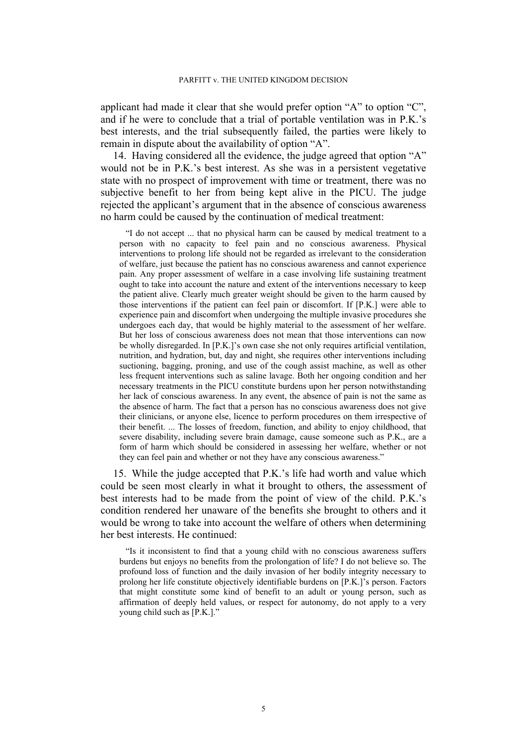applicant had made it clear that she would prefer option "A" to option "C", and if he were to conclude that a trial of portable ventilation was in P.K.'s best interests, and the trial subsequently failed, the parties were likely to remain in dispute about the availability of option "A".

14. Having considered all the evidence, the judge agreed that option "A" would not be in P.K.'s best interest. As she was in a persistent vegetative state with no prospect of improvement with time or treatment, there was no subjective benefit to her from being kept alive in the PICU. The judge rejected the applicant's argument that in the absence of conscious awareness no harm could be caused by the continuation of medical treatment:

> "I do not accept ... that no physical harm can be caused by medical treatment to a person with no capacity to feel pain and no conscious awareness. Physical interventions to prolong life should not be regarded as irrelevant to the consideration of welfare, just because the patient has no conscious awareness and cannot experience pain. Any proper assessment of welfare in a case involving life sustaining treatment ought to take into account the nature and extent of the interventions necessary to keep the patient alive. Clearly much greater weight should be given to the harm caused by those interventions if the patient can feel pain or discomfort. If [P.K.] were able to experience pain and discomfort when undergoing the multiple invasive procedures she undergoes each day, that would be highly material to the assessment of her welfare. But her loss of conscious awareness does not mean that those interventions can now be wholly disregarded. In [P.K.]'s own case she not only requires artificial ventilation, nutrition, and hydration, but, day and night, she requires other interventions including suctioning, bagging, proning, and use of the cough assist machine, as well as other less frequent interventions such as saline lavage. Both her ongoing condition and her necessary treatments in the PICU constitute burdens upon her person notwithstanding her lack of conscious awareness. In any event, the absence of pain is not the same as the absence of harm. The fact that a person has no conscious awareness does not give their clinicians, or anyone else, licence to perform procedures on them irrespective of their benefit. ... The losses of freedom, function, and ability to enjoy childhood, that severe disability, including severe brain damage, cause someone such as P.K., are a form of harm which should be considered in assessing her welfare, whether or not they can feel pain and whether or not they have any conscious awareness."

15. While the judge accepted that P.K.'s life had worth and value which could be seen most clearly in what it brought to others, the assessment of best interests had to be made from the point of view of the child. P.K.'s condition rendered her unaware of the benefits she brought to others and it would be wrong to take into account the welfare of others when determining her best interests. He continued:

> "Is it inconsistent to find that a young child with no conscious awareness suffers burdens but enjoys no benefits from the prolongation of life? I do not believe so. The profound loss of function and the daily invasion of her bodily integrity necessary to prolong her life constitute objectively identifiable burdens on [P.K.]'s person. Factors that might constitute some kind of benefit to an adult or young person, such as affirmation of deeply held values, or respect for autonomy, do not apply to a very young child such as [P.K.]."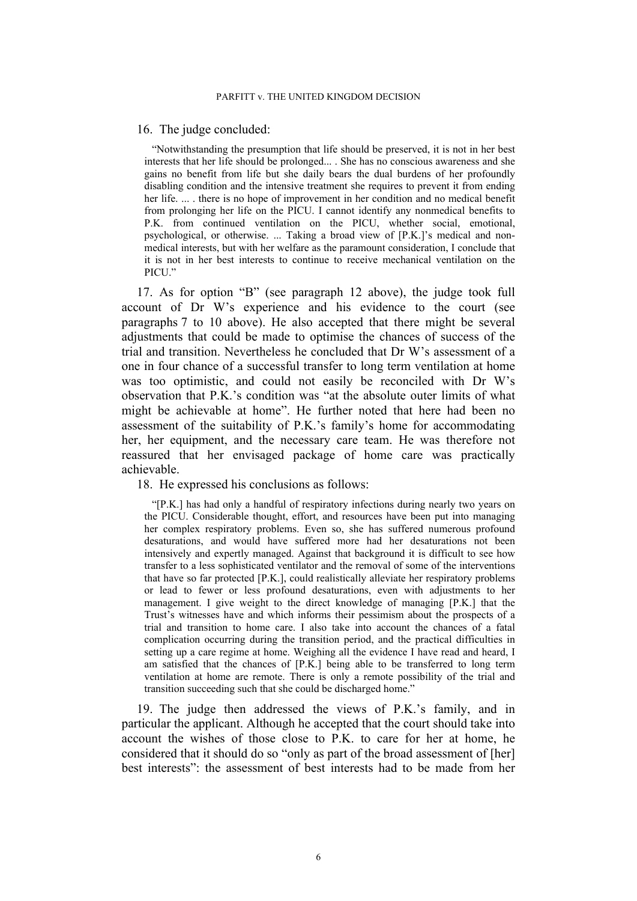16. The judge concluded:

> "Notwithstanding the presumption that life should be preserved, it is not in her best interests that her life should be prolonged... . She has no conscious awareness and she gains no benefit from life but she daily bears the dual burdens of her profoundly disabling condition and the intensive treatment she requires to prevent it from ending her life. ... . there is no hope of improvement in her condition and no medical benefit from prolonging her life on the PICU. I cannot identify any nonmedical benefits to P.K. from continued ventilation on the PICU, whether social, emotional, psychological, or otherwise. ... Taking a broad view of [P.K.]'s medical and non-medical interests, but with her welfare as the paramount consideration, I conclude that it is not in her best interests to continue to receive mechanical ventilation on the PICU."

17. As for option "B" (see paragraph 12 above), the judge took full account of Dr W's experience and his evidence to the court (see paragraphs 7 to 10 above). He also accepted that there might be several adjustments that could be made to optimise the chances of success of the trial and transition. Nevertheless he concluded that Dr W's assessment of a one in four chance of a successful transfer to long term ventilation at home was too optimistic, and could not easily be reconciled with Dr W's observation that P.K.'s condition was "at the absolute outer limits of what might be achievable at home". He further noted that here had been no assessment of the suitability of P.K.'s family's home for accommodating her, her equipment, and the necessary care team. He was therefore not reassured that her envisaged package of home care was practically achievable.

18. He expressed his conclusions as follows:

> "[P.K.] has had only a handful of respiratory infections during nearly two years on the PICU. Considerable thought, effort, and resources have been put into managing her complex respiratory problems. Even so, she has suffered numerous profound desaturations, and would have suffered more had her desaturations not been intensively and expertly managed. Against that background it is difficult to see how transfer to a less sophisticated ventilator and the removal of some of the interventions that have so far protected [P.K.], could realistically alleviate her respiratory problems or lead to fewer or less profound desaturations, even with adjustments to her management. I give weight to the direct knowledge of managing [P.K.] that the Trust's witnesses have and which informs their pessimism about the prospects of a trial and transition to home care. I also take into account the chances of a fatal complication occurring during the transition period, and the practical difficulties in setting up a care regime at home. Weighing all the evidence I have read and heard, I am satisfied that the chances of [P.K.] being able to be transferred to long term ventilation at home are remote. There is only a remote possibility of the trial and transition succeeding such that she could be discharged home."

19. The judge then addressed the views of P.K.'s family, and in particular the applicant. Although he accepted that the court should take into account the wishes of those close to P.K. to care for her at home, he considered that it should do so "only as part of the broad assessment of [her] best interests": the assessment of best interests had to be made from her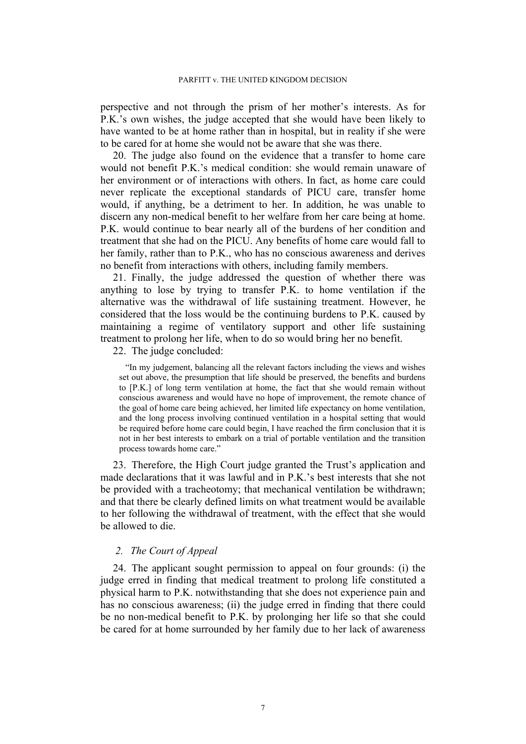perspective and not through the prism of her mother's interests. As for P.K.'s own wishes, the judge accepted that she would have been likely to have wanted to be at home rather than in hospital, but in reality if she were to be cared for at home she would not be aware that she was there.

20. The judge also found on the evidence that a transfer to home care would not benefit P.K.'s medical condition: she would remain unaware of her environment or of interactions with others. In fact, as home care could never replicate the exceptional standards of PICU care, transfer home would, if anything, be a detriment to her. In addition, he was unable to discern any non-medical benefit to her welfare from her care being at home. P.K. would continue to bear nearly all of the burdens of her condition and treatment that she had on the PICU. Any benefits of home care would fall to her family, rather than to P.K., who has no conscious awareness and derives no benefit from interactions with others, including family members.

21. Finally, the judge addressed the question of whether there was anything to lose by trying to transfer P.K. to home ventilation if the alternative was the withdrawal of life sustaining treatment. However, he considered that the loss would be the continuing burdens to P.K. caused by maintaining a regime of ventilatory support and other life sustaining treatment to prolong her life, when to do so would bring her no benefit.

22. The judge concluded:

> "In my judgement, balancing all the relevant factors including the views and wishes set out above, the presumption that life should be preserved, the benefits and burdens to [P.K.] of long term ventilation at home, the fact that she would remain without conscious awareness and would have no hope of improvement, the remote chance of the goal of home care being achieved, her limited life expectancy on home ventilation, and the long process involving continued ventilation in a hospital setting that would be required before home care could begin, I have reached the firm conclusion that it is not in her best interests to embark on a trial of portable ventilation and the transition process towards home care."

23. Therefore, the High Court judge granted the Trust's application and made declarations that it was lawful and in P.K.'s best interests that she not be provided with a tracheotomy; that mechanical ventilation be withdrawn; and that there be clearly defined limits on what treatment would be available to her following the withdrawal of treatment, with the effect that she would be allowed to die.

### *2. The Court of Appeal*

24. The applicant sought permission to appeal on four grounds: (i) the judge erred in finding that medical treatment to prolong life constituted a physical harm to P.K. notwithstanding that she does not experience pain and has no conscious awareness; (ii) the judge erred in finding that there could be no non-medical benefit to P.K. by prolonging her life so that she could be cared for at home surrounded by her family due to her lack of awareness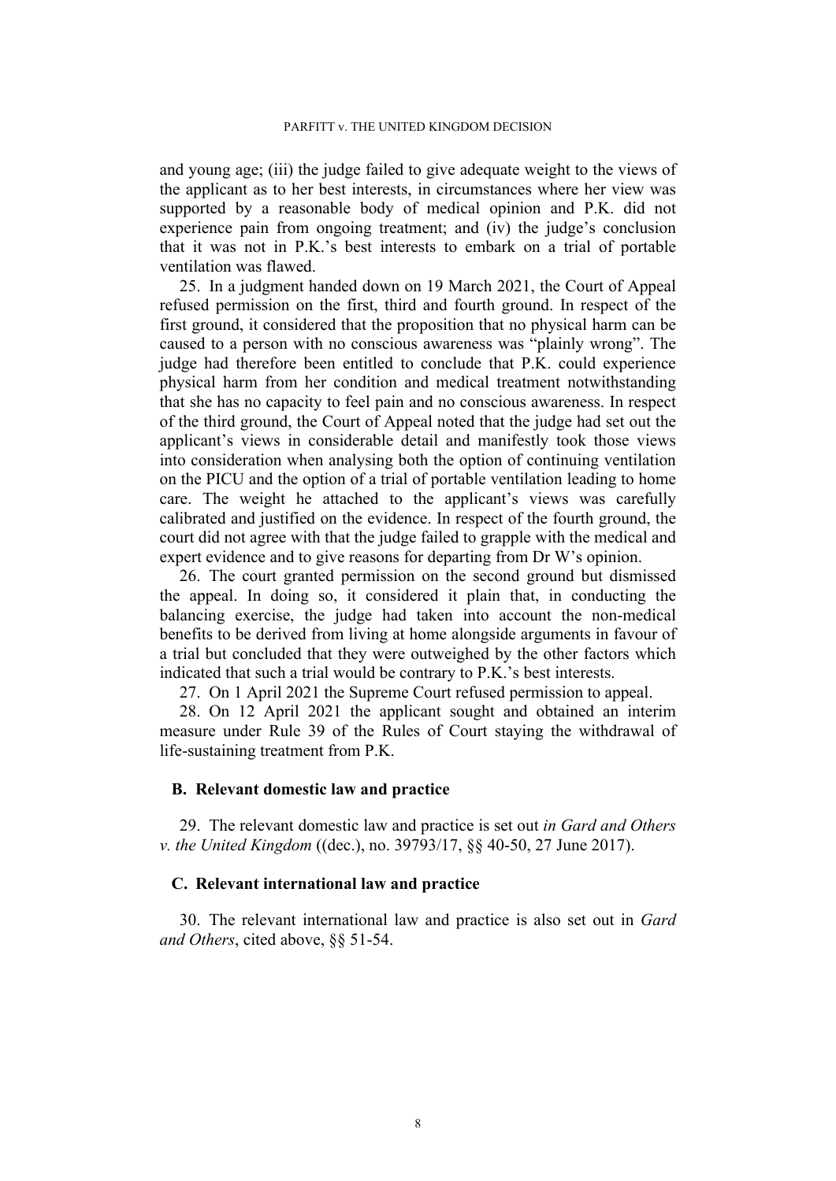and young age; (iii) the judge failed to give adequate weight to the views of the applicant as to her best interests, in circumstances where her view was supported by a reasonable body of medical opinion and P.K. did not experience pain from ongoing treatment; and (iv) the judge's conclusion that it was not in P.K.'s best interests to embark on a trial of portable ventilation was flawed.

25. In a judgment handed down on 19 March 2021, the Court of Appeal refused permission on the first, third and fourth ground. In respect of the first ground, it considered that the proposition that no physical harm can be caused to a person with no conscious awareness was "plainly wrong". The judge had therefore been entitled to conclude that P.K. could experience physical harm from her condition and medical treatment notwithstanding that she has no capacity to feel pain and no conscious awareness. In respect of the third ground, the Court of Appeal noted that the judge had set out the applicant's views in considerable detail and manifestly took those views into consideration when analysing both the option of continuing ventilation on the PICU and the option of a trial of portable ventilation leading to home care. The weight he attached to the applicant's views was carefully calibrated and justified on the evidence. In respect of the fourth ground, the court did not agree with that the judge failed to grapple with the medical and expert evidence and to give reasons for departing from Dr W's opinion.

26. The court granted permission on the second ground but dismissed the appeal. In doing so, it considered it plain that, in conducting the balancing exercise, the judge had taken into account the non-medical benefits to be derived from living at home alongside arguments in favour of a trial but concluded that they were outweighed by the other factors which indicated that such a trial would be contrary to P.K.'s best interests.

27. On 1 April 2021 the Supreme Court refused permission to appeal.

28. On 12 April 2021 the applicant sought and obtained an interim measure under Rule 39 of the Rules of Court staying the withdrawal of life-sustaining treatment from P.K.

### B. Relevant domestic law and practice

29. The relevant domestic law and practice is set out *in Gard and Others v. the United Kingdom* ((dec.), no. 39793/17, §§ 40-50, 27 June 2017).

### C. Relevant international law and practice

30. The relevant international law and practice is also set out in *Gard and Others*, cited above, §§ 51-54.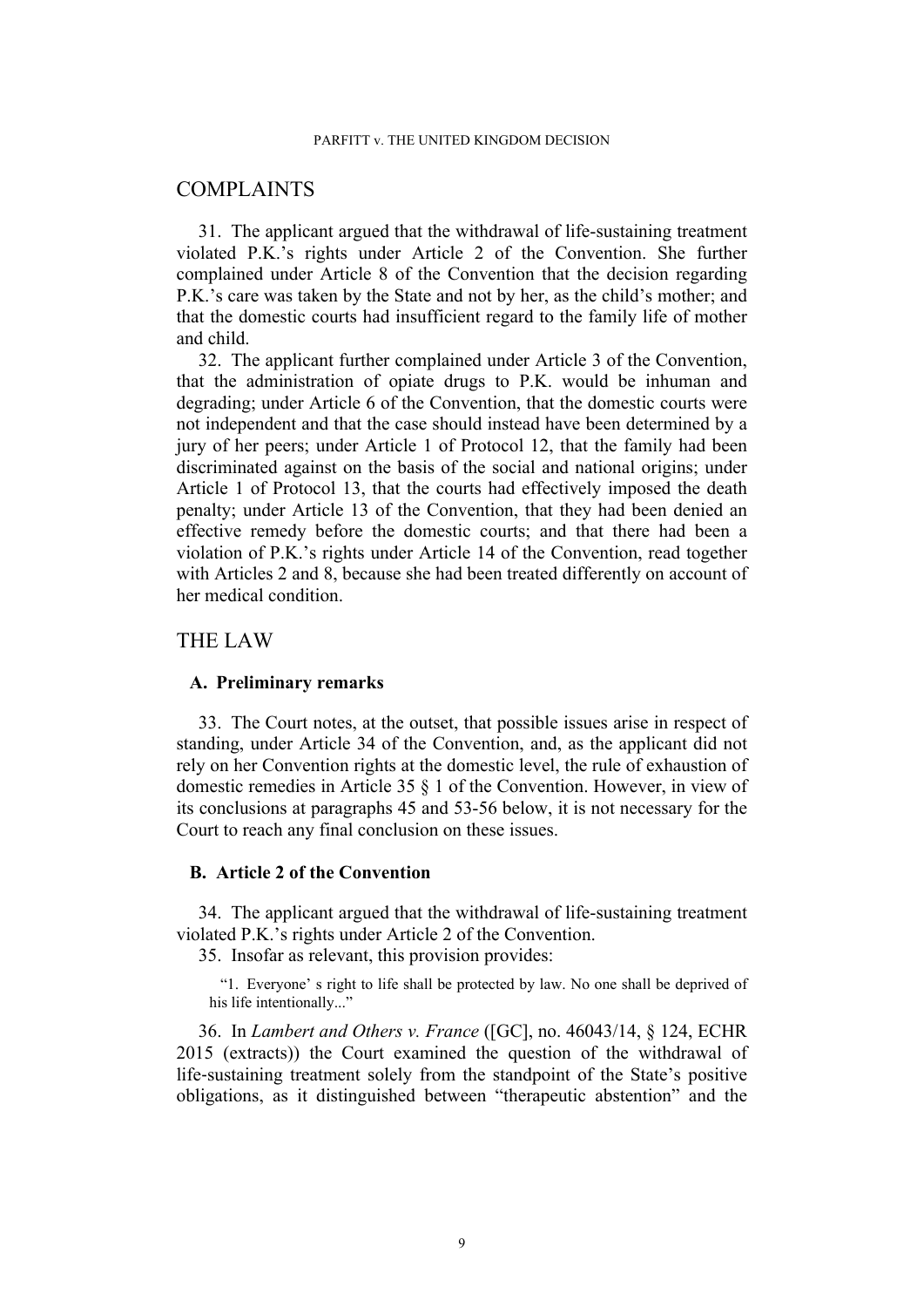## COMPLAINTS

31. The applicant argued that the withdrawal of life-sustaining treatment violated P.K.'s rights under Article 2 of the Convention. She further complained under Article 8 of the Convention that the decision regarding P.K.'s care was taken by the State and not by her, as the child's mother; and that the domestic courts had insufficient regard to the family life of mother and child.

32. The applicant further complained under Article 3 of the Convention, that the administration of opiate drugs to P.K. would be inhuman and degrading; under Article 6 of the Convention, that the domestic courts were not independent and that the case should instead have been determined by a jury of her peers; under Article 1 of Protocol 12, that the family had been discriminated against on the basis of the social and national origins; under Article 1 of Protocol 13, that the courts had effectively imposed the death penalty; under Article 13 of the Convention, that they had been denied an effective remedy before the domestic courts; and that there had been a violation of P.K.'s rights under Article 14 of the Convention, read together with Articles 2 and 8, because she had been treated differently on account of her medical condition.

## THE LAW

### A. Preliminary remarks

33. The Court notes, at the outset, that possible issues arise in respect of standing, under Article 34 of the Convention, and, as the applicant did not rely on her Convention rights at the domestic level, the rule of exhaustion of domestic remedies in Article 35 § 1 of the Convention. However, in view of its conclusions at paragraphs 45 and 53-56 below, it is not necessary for the Court to reach any final conclusion on these issues.

### B. Article 2 of the Convention

34. The applicant argued that the withdrawal of life-sustaining treatment violated P.K.'s rights under Article 2 of the Convention.

35. Insofar as relevant, this provision provides:

> "1. Everyone' s right to life shall be protected by law. No one shall be deprived of his life intentionally..."

36. In *Lambert and Others v. France* ([GC], no. 46043/14, § 124, ECHR 2015 (extracts)) the Court examined the question of the withdrawal of life-sustaining treatment solely from the standpoint of the State's positive obligations, as it distinguished between "therapeutic abstention" and the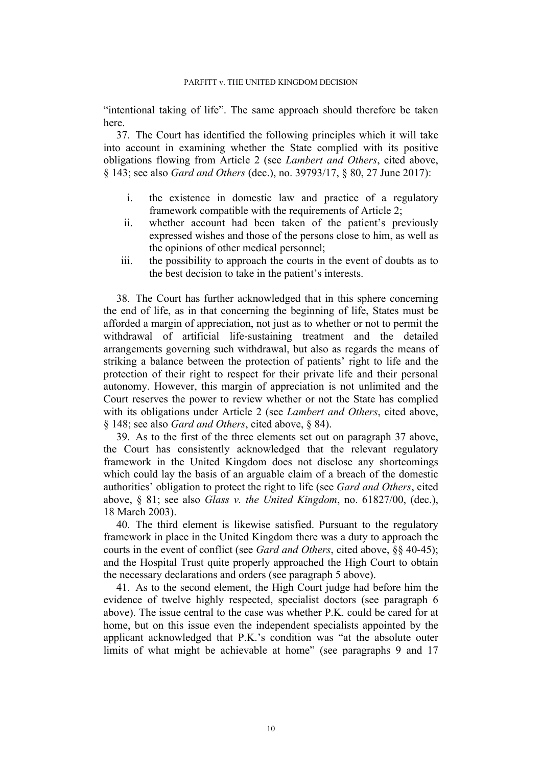"intentional taking of life". The same approach should therefore be taken here.

37. The Court has identified the following principles which it will take into account in examining whether the State complied with its positive obligations flowing from Article 2 (see *Lambert and Others*, cited above, § 143; see also *Gard and Others* (dec.), no. 39793/17, § 80, 27 June 2017):

i. the existence in domestic law and practice of a regulatory framework compatible with the requirements of Article 2;
ii. whether account had been taken of the patient's previously expressed wishes and those of the persons close to him, as well as the opinions of other medical personnel;
iii. the possibility to approach the courts in the event of doubts as to the best decision to take in the patient's interests.

38. The Court has further acknowledged that in this sphere concerning the end of life, as in that concerning the beginning of life, States must be afforded a margin of appreciation, not just as to whether or not to permit the withdrawal of artificial life-sustaining treatment and the detailed arrangements governing such withdrawal, but also as regards the means of striking a balance between the protection of patients' right to life and the protection of their right to respect for their private life and their personal autonomy. However, this margin of appreciation is not unlimited and the Court reserves the power to review whether or not the State has complied with its obligations under Article 2 (see *Lambert and Others*, cited above, § 148; see also *Gard and Others*, cited above, § 84).

39. As to the first of the three elements set out on paragraph 37 above, the Court has consistently acknowledged that the relevant regulatory framework in the United Kingdom does not disclose any shortcomings which could lay the basis of an arguable claim of a breach of the domestic authorities' obligation to protect the right to life (see *Gard and Others*, cited above, § 81; see also *Glass v. the United Kingdom*, no. 61827/00, (dec.), 18 March 2003).

40. The third element is likewise satisfied. Pursuant to the regulatory framework in place in the United Kingdom there was a duty to approach the courts in the event of conflict (see *Gard and Others*, cited above, §§ 40-45); and the Hospital Trust quite properly approached the High Court to obtain the necessary declarations and orders (see paragraph 5 above).

41. As to the second element, the High Court judge had before him the evidence of twelve highly respected, specialist doctors (see paragraph 6 above). The issue central to the case was whether P.K. could be cared for at home, but on this issue even the independent specialists appointed by the applicant acknowledged that P.K.'s condition was "at the absolute outer limits of what might be achievable at home" (see paragraphs 9 and 17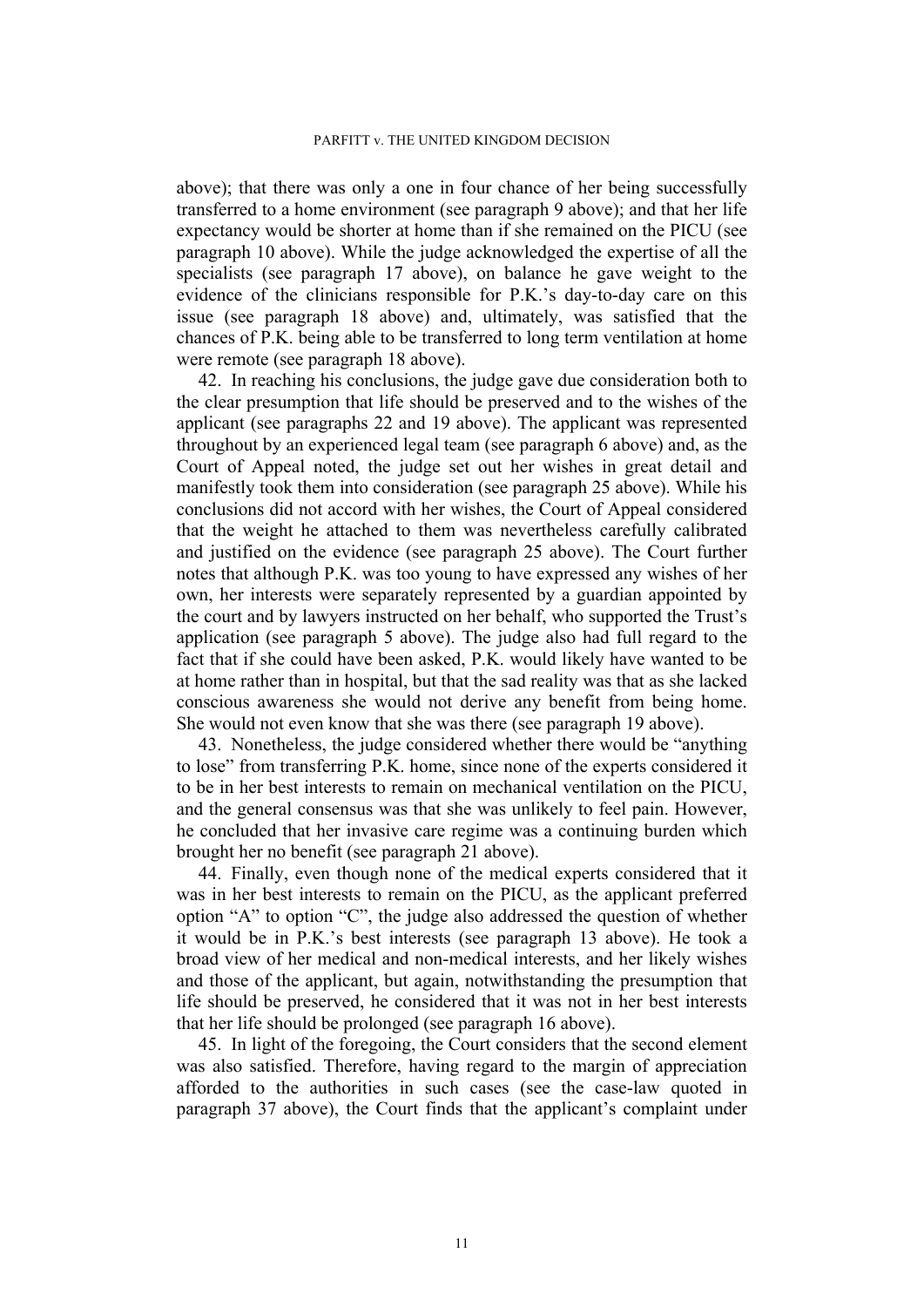above); that there was only a one in four chance of her being successfully transferred to a home environment (see paragraph 9 above); and that her life expectancy would be shorter at home than if she remained on the PICU (see paragraph 10 above). While the judge acknowledged the expertise of all the specialists (see paragraph 17 above), on balance he gave weight to the evidence of the clinicians responsible for P.K.'s day-to-day care on this issue (see paragraph 18 above) and, ultimately, was satisfied that the chances of P.K. being able to be transferred to long term ventilation at home were remote (see paragraph 18 above).

42. In reaching his conclusions, the judge gave due consideration both to the clear presumption that life should be preserved and to the wishes of the applicant (see paragraphs 22 and 19 above). The applicant was represented throughout by an experienced legal team (see paragraph 6 above) and, as the Court of Appeal noted, the judge set out her wishes in great detail and manifestly took them into consideration (see paragraph 25 above). While his conclusions did not accord with her wishes, the Court of Appeal considered that the weight he attached to them was nevertheless carefully calibrated and justified on the evidence (see paragraph 25 above). The Court further notes that although P.K. was too young to have expressed any wishes of her own, her interests were separately represented by a guardian appointed by the court and by lawyers instructed on her behalf, who supported the Trust's application (see paragraph 5 above). The judge also had full regard to the fact that if she could have been asked, P.K. would likely have wanted to be at home rather than in hospital, but that the sad reality was that as she lacked conscious awareness she would not derive any benefit from being home. She would not even know that she was there (see paragraph 19 above).

43. Nonetheless, the judge considered whether there would be "anything to lose" from transferring P.K. home, since none of the experts considered it to be in her best interests to remain on mechanical ventilation on the PICU, and the general consensus was that she was unlikely to feel pain. However, he concluded that her invasive care regime was a continuing burden which brought her no benefit (see paragraph 21 above).

44. Finally, even though none of the medical experts considered that it was in her best interests to remain on the PICU, as the applicant preferred option "A" to option "C", the judge also addressed the question of whether it would be in P.K.'s best interests (see paragraph 13 above). He took a broad view of her medical and non-medical interests, and her likely wishes and those of the applicant, but again, notwithstanding the presumption that life should be preserved, he considered that it was not in her best interests that her life should be prolonged (see paragraph 16 above).

45. In light of the foregoing, the Court considers that the second element was also satisfied. Therefore, having regard to the margin of appreciation afforded to the authorities in such cases (see the case-law quoted in paragraph 37 above), the Court finds that the applicant's complaint under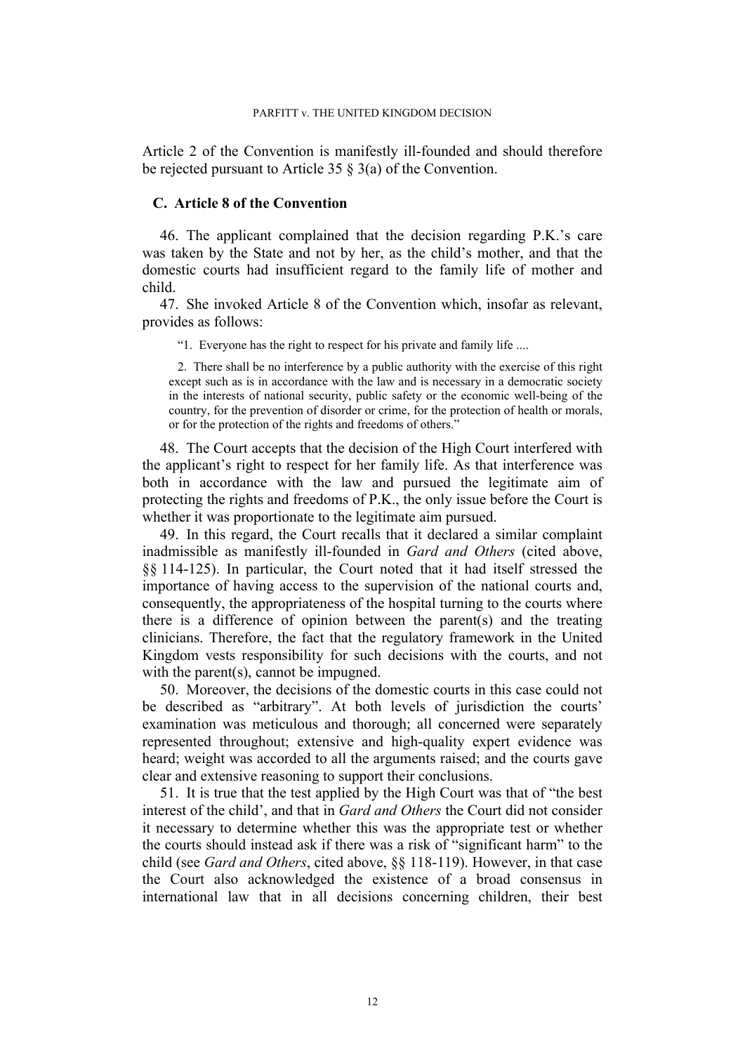Article 2 of the Convention is manifestly ill-founded and should therefore be rejected pursuant to Article 35 § 3(a) of the Convention.

## C. Article 8 of the Convention

46. The applicant complained that the decision regarding P.K.'s care was taken by the State and not by her, as the child's mother, and that the domestic courts had insufficient regard to the family life of mother and child.

47. She invoked Article 8 of the Convention which, insofar as relevant, provides as follows:

> "1. Everyone has the right to respect for his private and family life ....
>
> 2. There shall be no interference by a public authority with the exercise of this right except such as is in accordance with the law and is necessary in a democratic society in the interests of national security, public safety or the economic well-being of the country, for the prevention of disorder or crime, for the protection of health or morals, or for the protection of the rights and freedoms of others."

48. The Court accepts that the decision of the High Court interfered with the applicant's right to respect for her family life. As that interference was both in accordance with the law and pursued the legitimate aim of protecting the rights and freedoms of P.K., the only issue before the Court is whether it was proportionate to the legitimate aim pursued.

49. In this regard, the Court recalls that it declared a similar complaint inadmissible as manifestly ill-founded in *Gard and Others* (cited above, §§ 114-125). In particular, the Court noted that it had itself stressed the importance of having access to the supervision of the national courts and, consequently, the appropriateness of the hospital turning to the courts where there is a difference of opinion between the parent(s) and the treating clinicians. Therefore, the fact that the regulatory framework in the United Kingdom vests responsibility for such decisions with the courts, and not with the parent(s), cannot be impugned.

50. Moreover, the decisions of the domestic courts in this case could not be described as "arbitrary". At both levels of jurisdiction the courts' examination was meticulous and thorough; all concerned were separately represented throughout; extensive and high-quality expert evidence was heard; weight was accorded to all the arguments raised; and the courts gave clear and extensive reasoning to support their conclusions.

51. It is true that the test applied by the High Court was that of "the best interest of the child', and that in *Gard and Others* the Court did not consider it necessary to determine whether this was the appropriate test or whether the courts should instead ask if there was a risk of "significant harm" to the child (see *Gard and Others*, cited above, §§ 118-119). However, in that case the Court also acknowledged the existence of a broad consensus in international law that in all decisions concerning children, their best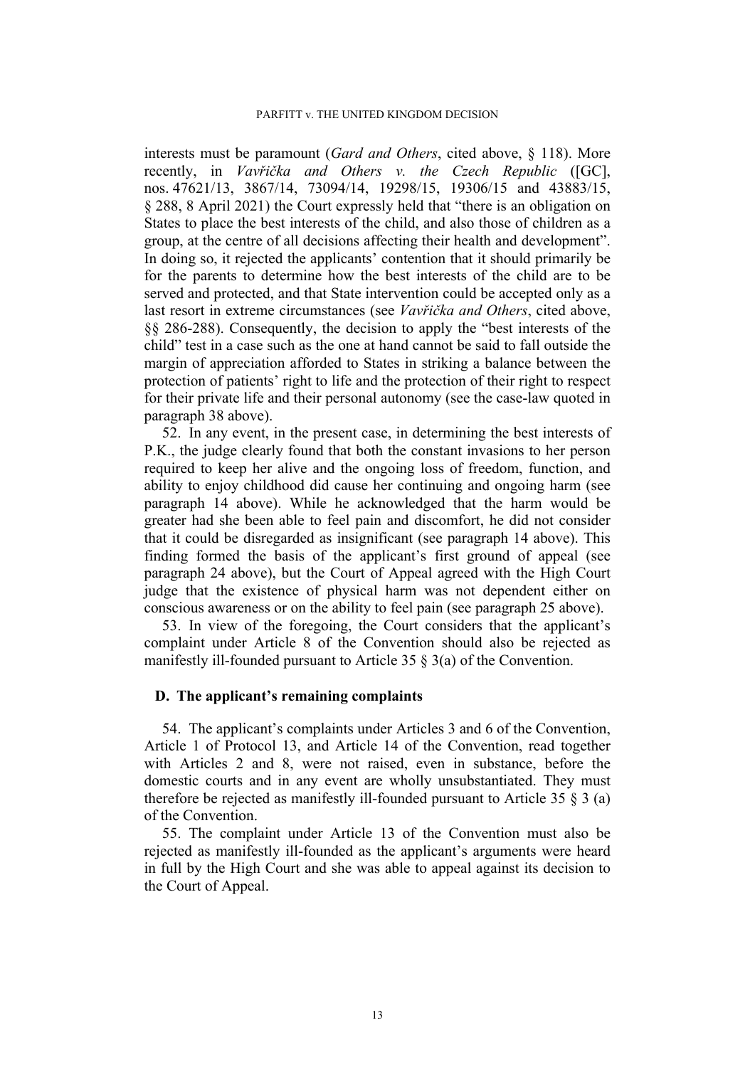interests must be paramount (*Gard and Others*, cited above, § 118). More recently, in *Vavřička and Others v. the Czech Republic* ([GC], nos. 47621/13, 3867/14, 73094/14, 19298/15, 19306/15 and 43883/15, § 288, 8 April 2021) the Court expressly held that "there is an obligation on States to place the best interests of the child, and also those of children as a group, at the centre of all decisions affecting their health and development". In doing so, it rejected the applicants' contention that it should primarily be for the parents to determine how the best interests of the child are to be served and protected, and that State intervention could be accepted only as a last resort in extreme circumstances (see *Vavřička and Others*, cited above, §§ 286-288). Consequently, the decision to apply the "best interests of the child" test in a case such as the one at hand cannot be said to fall outside the margin of appreciation afforded to States in striking a balance between the protection of patients' right to life and the protection of their right to respect for their private life and their personal autonomy (see the case-law quoted in paragraph 38 above).

52. In any event, in the present case, in determining the best interests of P.K., the judge clearly found that both the constant invasions to her person required to keep her alive and the ongoing loss of freedom, function, and ability to enjoy childhood did cause her continuing and ongoing harm (see paragraph 14 above). While he acknowledged that the harm would be greater had she been able to feel pain and discomfort, he did not consider that it could be disregarded as insignificant (see paragraph 14 above). This finding formed the basis of the applicant's first ground of appeal (see paragraph 24 above), but the Court of Appeal agreed with the High Court judge that the existence of physical harm was not dependent either on conscious awareness or on the ability to feel pain (see paragraph 25 above).

53. In view of the foregoing, the Court considers that the applicant's complaint under Article 8 of the Convention should also be rejected as manifestly ill-founded pursuant to Article 35 § 3(a) of the Convention.

## D. The applicant's remaining complaints

54. The applicant's complaints under Articles 3 and 6 of the Convention, Article 1 of Protocol 13, and Article 14 of the Convention, read together with Articles 2 and 8, were not raised, even in substance, before the domestic courts and in any event are wholly unsubstantiated. They must therefore be rejected as manifestly ill-founded pursuant to Article 35 § 3 (a) of the Convention.

55. The complaint under Article 13 of the Convention must also be rejected as manifestly ill-founded as the applicant's arguments were heard in full by the High Court and she was able to appeal against its decision to the Court of Appeal.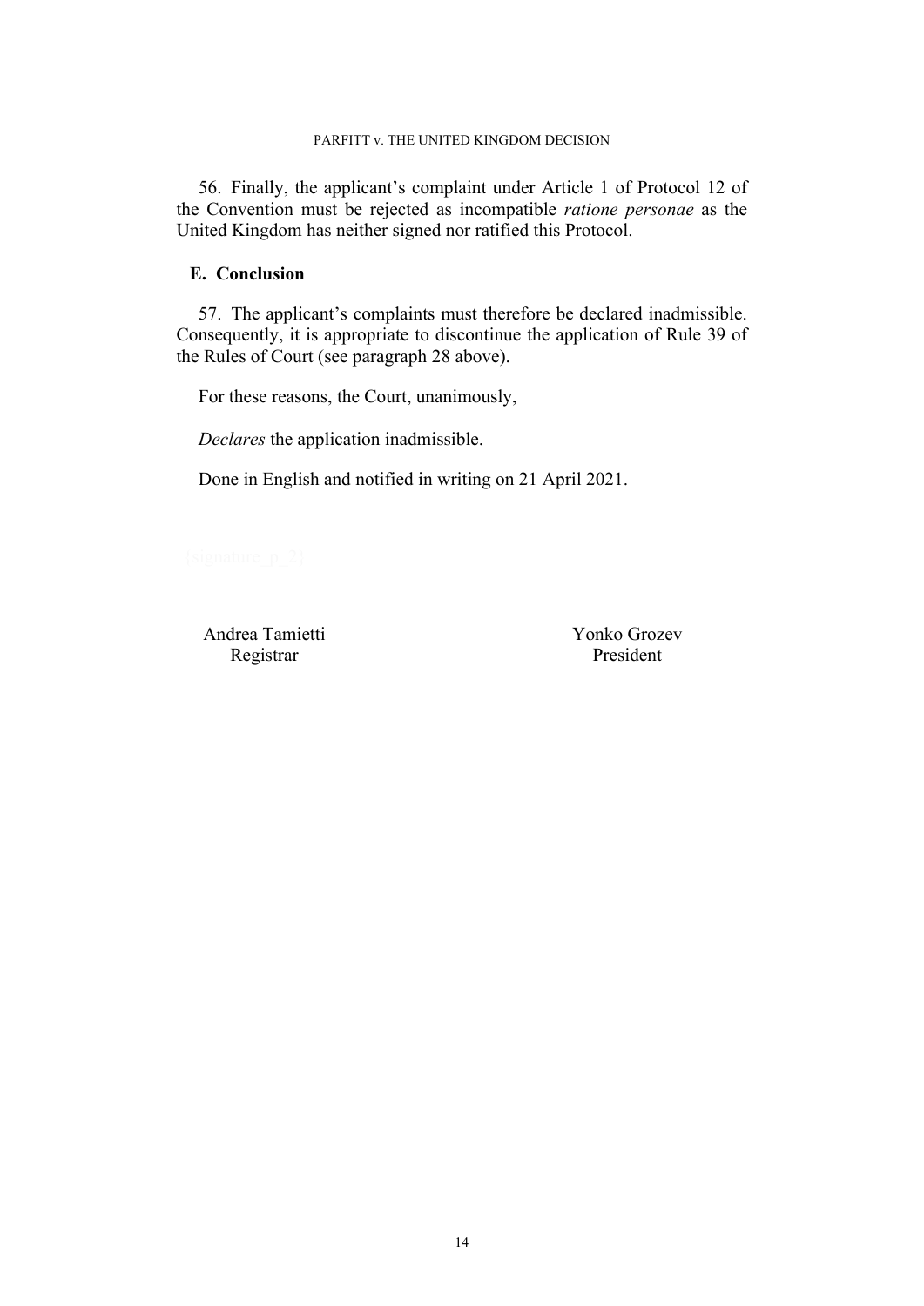56. Finally, the applicant's complaint under Article 1 of Protocol 12 of the Convention must be rejected as incompatible *ratione personae* as the United Kingdom has neither signed nor ratified this Protocol.

### E. Conclusion

57. The applicant's complaints must therefore be declared inadmissible. Consequently, it is appropriate to discontinue the application of Rule 39 of the Rules of Court (see paragraph 28 above).

For these reasons, the Court, unanimously,

*Declares* the application inadmissible.

Done in English and notified in writing on 21 April 2021.

{signature_p_2}

| | |
|---|---|
| Andrea Tamietti<br>Registrar | Yonko Grozev<br>President |